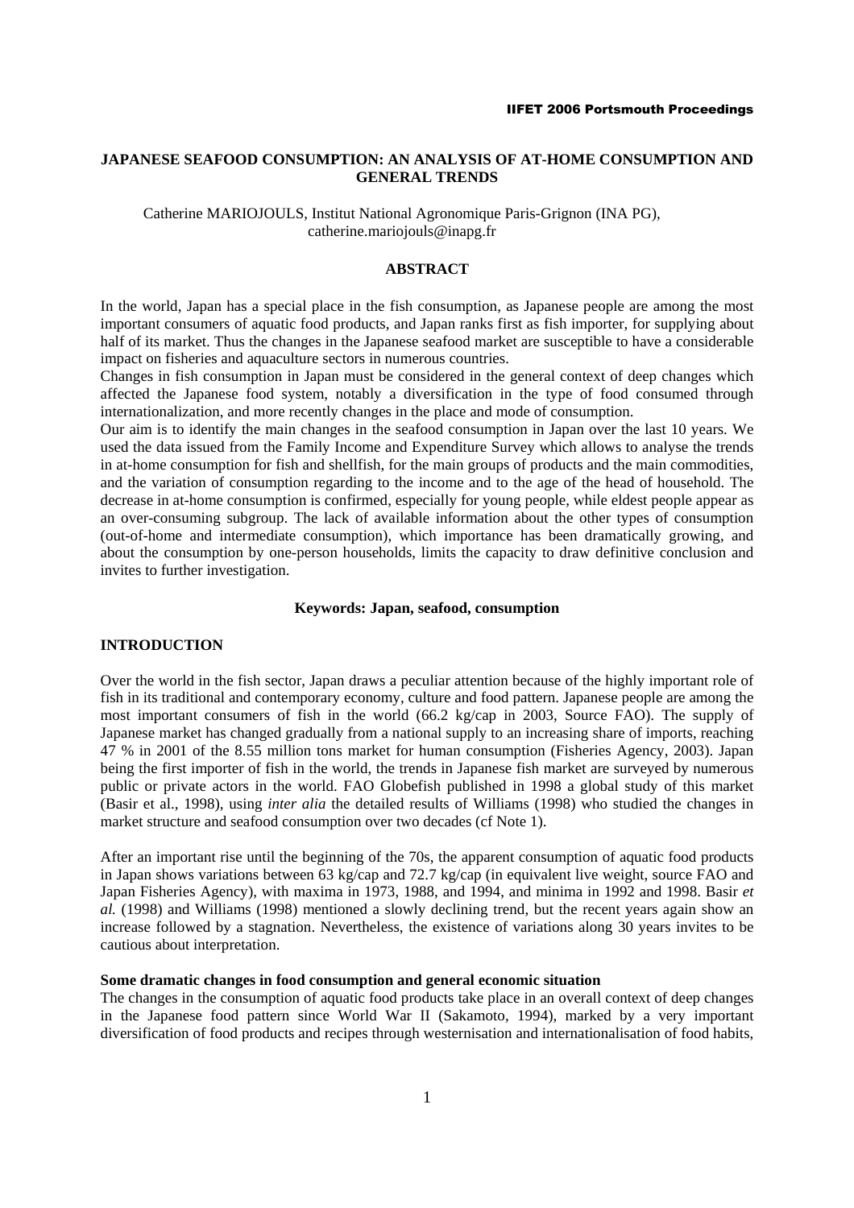# JAPANESE SEAFOOD CONSUMPTION: AN ANALYSIS OF AT-HOME CONSUMPTION AND GENERAL TRENDS

Catherine MARIOJOULS, Institut National Agronomique Paris-Grignon (INA PG), catherine.mariojouls@inapg.fr

## ABSTRACT

In the world, Japan has a special place in the fish consumption, as Japanese people are among the most important consumers of aquatic food products, and Japan ranks first as fish importer, for supplying about half of its market. Thus the changes in the Japanese seafood market are susceptible to have a considerable impact on fisheries and aquaculture sectors in numerous countries.

Changes in fish consumption in Japan must be considered in the general context of deep changes which affected the Japanese food system, notably a diversification in the type of food consumed through internationalization, and more recently changes in the place and mode of consumption.

Our aim is to identify the main changes in the seafood consumption in Japan over the last 10 years. We used the data issued from the Family Income and Expenditure Survey which allows to analyse the trends in at-home consumption for fish and shellfish, for the main groups of products and the main commodities, and the variation of consumption regarding to the income and to the age of the head of household. The decrease in at-home consumption is confirmed, especially for young people, while eldest people appear as an over-consuming subgroup. The lack of available information about the other types of consumption (out-of-home and intermediate consumption), which importance has been dramatically growing, and about the consumption by one-person households, limits the capacity to draw definitive conclusion and invites to further investigation.

**Keywords: Japan, seafood, consumption**

## INTRODUCTION

Over the world in the fish sector, Japan draws a peculiar attention because of the highly important role of fish in its traditional and contemporary economy, culture and food pattern. Japanese people are among the most important consumers of fish in the world (66.2 kg/cap in 2003, Source FAO). The supply of Japanese market has changed gradually from a national supply to an increasing share of imports, reaching 47 % in 2001 of the 8.55 million tons market for human consumption (Fisheries Agency, 2003). Japan being the first importer of fish in the world, the trends in Japanese fish market are surveyed by numerous public or private actors in the world. FAO Globefish published in 1998 a global study of this market (Basir et al., 1998), using *inter alia* the detailed results of Williams (1998) who studied the changes in market structure and seafood consumption over two decades (cf Note 1).

After an important rise until the beginning of the 70s, the apparent consumption of aquatic food products in Japan shows variations between 63 kg/cap and 72.7 kg/cap (in equivalent live weight, source FAO and Japan Fisheries Agency), with maxima in 1973, 1988, and 1994, and minima in 1992 and 1998. Basir *et al.* (1998) and Williams (1998) mentioned a slowly declining trend, but the recent years again show an increase followed by a stagnation. Nevertheless, the existence of variations along 30 years invites to be cautious about interpretation.

### Some dramatic changes in food consumption and general economic situation

The changes in the consumption of aquatic food products take place in an overall context of deep changes in the Japanese food pattern since World War II (Sakamoto, 1994), marked by a very important diversification of food products and recipes through westernisation and internationalisation of food habits,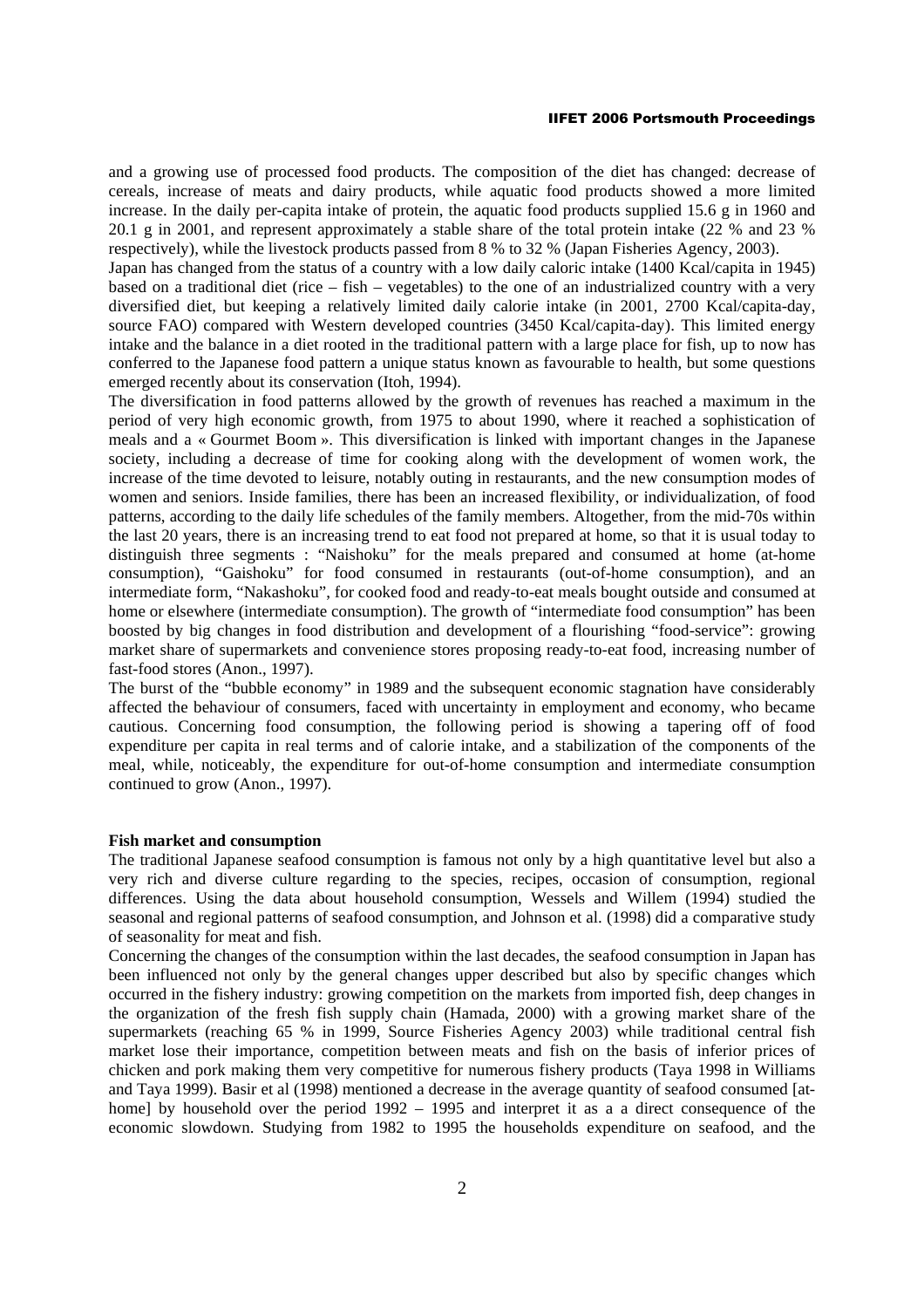and a growing use of processed food products. The composition of the diet has changed: decrease of cereals, increase of meats and dairy products, while aquatic food products showed a more limited increase. In the daily per-capita intake of protein, the aquatic food products supplied 15.6 g in 1960 and 20.1 g in 2001, and represent approximately a stable share of the total protein intake (22 % and 23 % respectively), while the livestock products passed from 8 % to 32 % (Japan Fisheries Agency, 2003).

Japan has changed from the status of a country with a low daily caloric intake (1400 Kcal/capita in 1945) based on a traditional diet (rice – fish – vegetables) to the one of an industrialized country with a very diversified diet, but keeping a relatively limited daily calorie intake (in 2001, 2700 Kcal/capita-day, source FAO) compared with Western developed countries (3450 Kcal/capita-day). This limited energy intake and the balance in a diet rooted in the traditional pattern with a large place for fish, up to now has conferred to the Japanese food pattern a unique status known as favourable to health, but some questions emerged recently about its conservation (Itoh, 1994).

The diversification in food patterns allowed by the growth of revenues has reached a maximum in the period of very high economic growth, from 1975 to about 1990, where it reached a sophistication of meals and a « Gourmet Boom ». This diversification is linked with important changes in the Japanese society, including a decrease of time for cooking along with the development of women work, the increase of the time devoted to leisure, notably outing in restaurants, and the new consumption modes of women and seniors. Inside families, there has been an increased flexibility, or individualization, of food patterns, according to the daily life schedules of the family members. Altogether, from the mid-70s within the last 20 years, there is an increasing trend to eat food not prepared at home, so that it is usual today to distinguish three segments : "Naishoku" for the meals prepared and consumed at home (at-home consumption), "Gaishoku" for food consumed in restaurants (out-of-home consumption), and an intermediate form, "Nakashoku", for cooked food and ready-to-eat meals bought outside and consumed at home or elsewhere (intermediate consumption). The growth of "intermediate food consumption" has been boosted by big changes in food distribution and development of a flourishing "food-service": growing market share of supermarkets and convenience stores proposing ready-to-eat food, increasing number of fast-food stores (Anon., 1997).

The burst of the "bubble economy" in 1989 and the subsequent economic stagnation have considerably affected the behaviour of consumers, faced with uncertainty in employment and economy, who became cautious. Concerning food consumption, the following period is showing a tapering off of food expenditure per capita in real terms and of calorie intake, and a stabilization of the components of the meal, while, noticeably, the expenditure for out-of-home consumption and intermediate consumption continued to grow (Anon., 1997).

**Fish market and consumption**

The traditional Japanese seafood consumption is famous not only by a high quantitative level but also a very rich and diverse culture regarding to the species, recipes, occasion of consumption, regional differences. Using the data about household consumption, Wessels and Willem (1994) studied the seasonal and regional patterns of seafood consumption, and Johnson et al. (1998) did a comparative study of seasonality for meat and fish.

Concerning the changes of the consumption within the last decades, the seafood consumption in Japan has been influenced not only by the general changes upper described but also by specific changes which occurred in the fishery industry: growing competition on the markets from imported fish, deep changes in the organization of the fresh fish supply chain (Hamada, 2000) with a growing market share of the supermarkets (reaching 65 % in 1999, Source Fisheries Agency 2003) while traditional central fish market lose their importance, competition between meats and fish on the basis of inferior prices of chicken and pork making them very competitive for numerous fishery products (Taya 1998 in Williams and Taya 1999). Basir et al (1998) mentioned a decrease in the average quantity of seafood consumed [at-home] by household over the period 1992 – 1995 and interpret it as a a direct consequence of the economic slowdown. Studying from 1982 to 1995 the households expenditure on seafood, and the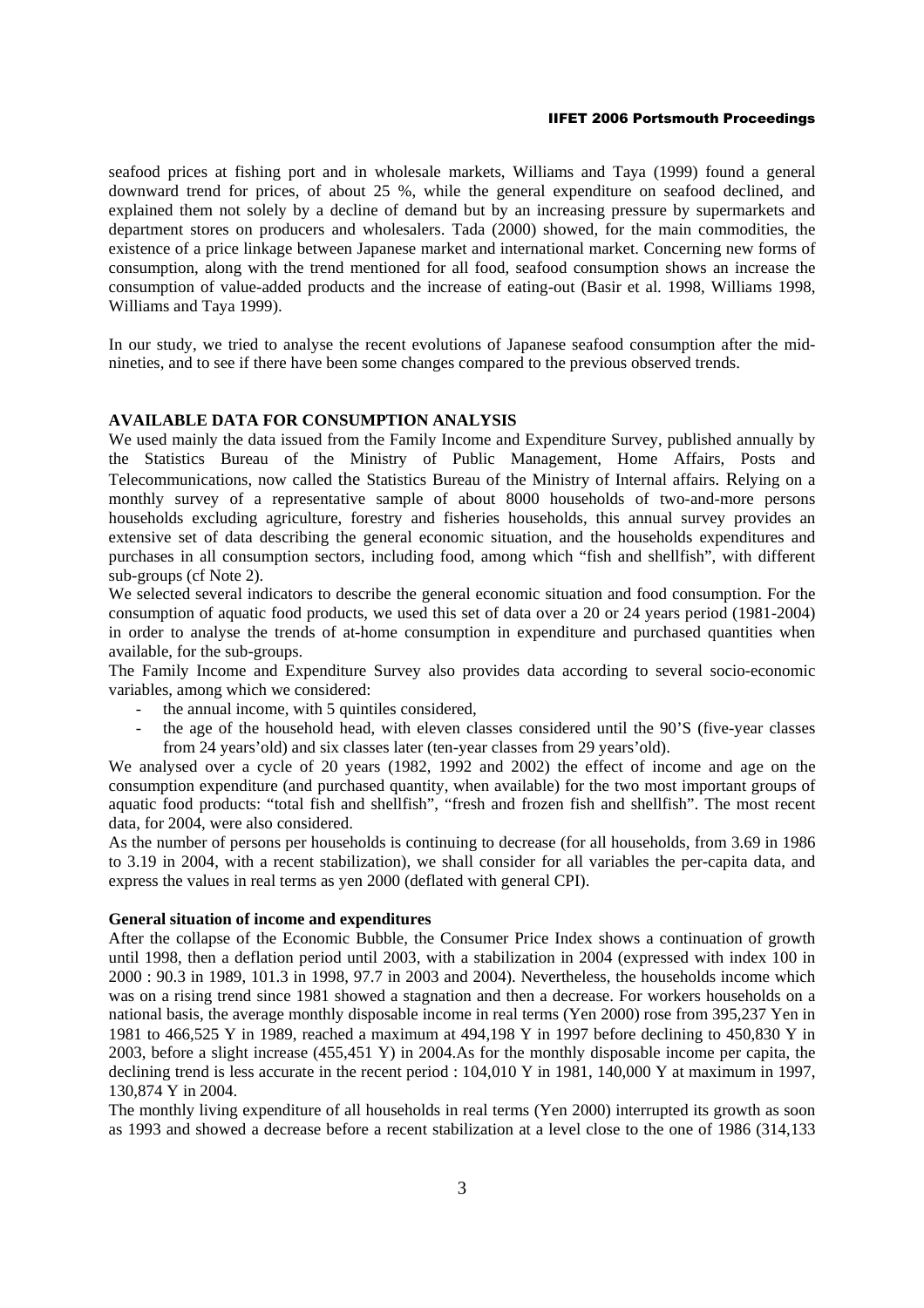seafood prices at fishing port and in wholesale markets, Williams and Taya (1999) found a general downward trend for prices, of about 25 %, while the general expenditure on seafood declined, and explained them not solely by a decline of demand but by an increasing pressure by supermarkets and department stores on producers and wholesalers. Tada (2000) showed, for the main commodities, the existence of a price linkage between Japanese market and international market. Concerning new forms of consumption, along with the trend mentioned for all food, seafood consumption shows an increase the consumption of value-added products and the increase of eating-out (Basir et al. 1998, Williams 1998, Williams and Taya 1999).

In our study, we tried to analyse the recent evolutions of Japanese seafood consumption after the mid-nineties, and to see if there have been some changes compared to the previous observed trends.

## AVAILABLE DATA FOR CONSUMPTION ANALYSIS

We used mainly the data issued from the Family Income and Expenditure Survey, published annually by the Statistics Bureau of the Ministry of Public Management, Home Affairs, Posts and Telecommunications, now called the Statistics Bureau of the Ministry of Internal affairs. Relying on a monthly survey of a representative sample of about 8000 households of two-and-more persons households excluding agriculture, forestry and fisheries households, this annual survey provides an extensive set of data describing the general economic situation, and the households expenditures and purchases in all consumption sectors, including food, among which "fish and shellfish", with different sub-groups (cf Note 2).

We selected several indicators to describe the general economic situation and food consumption. For the consumption of aquatic food products, we used this set of data over a 20 or 24 years period (1981-2004) in order to analyse the trends of at-home consumption in expenditure and purchased quantities when available, for the sub-groups.

The Family Income and Expenditure Survey also provides data according to several socio-economic variables, among which we considered:

- the annual income, with 5 quintiles considered,
- the age of the household head, with eleven classes considered until the 90'S (five-year classes from 24 years'old) and six classes later (ten-year classes from 29 years'old).

We analysed over a cycle of 20 years (1982, 1992 and 2002) the effect of income and age on the consumption expenditure (and purchased quantity, when available) for the two most important groups of aquatic food products: "total fish and shellfish", "fresh and frozen fish and shellfish". The most recent data, for 2004, were also considered.

As the number of persons per households is continuing to decrease (for all households, from 3.69 in 1986 to 3.19 in 2004, with a recent stabilization), we shall consider for all variables the per-capita data, and express the values in real terms as yen 2000 (deflated with general CPI).

### General situation of income and expenditures

After the collapse of the Economic Bubble, the Consumer Price Index shows a continuation of growth until 1998, then a deflation period until 2003, with a stabilization in 2004 (expressed with index 100 in 2000 : 90.3 in 1989, 101.3 in 1998, 97.7 in 2003 and 2004). Nevertheless, the households income which was on a rising trend since 1981 showed a stagnation and then a decrease. For workers households on a national basis, the average monthly disposable income in real terms (Yen 2000) rose from 395,237 Yen in 1981 to 466,525 Y in 1989, reached a maximum at 494,198 Y in 1997 before declining to 450,830 Y in 2003, before a slight increase (455,451 Y) in 2004.As for the monthly disposable income per capita, the declining trend is less accurate in the recent period : 104,010 Y in 1981, 140,000 Y at maximum in 1997, 130,874 Y in 2004.

The monthly living expenditure of all households in real terms (Yen 2000) interrupted its growth as soon as 1993 and showed a decrease before a recent stabilization at a level close to the one of 1986 (314,133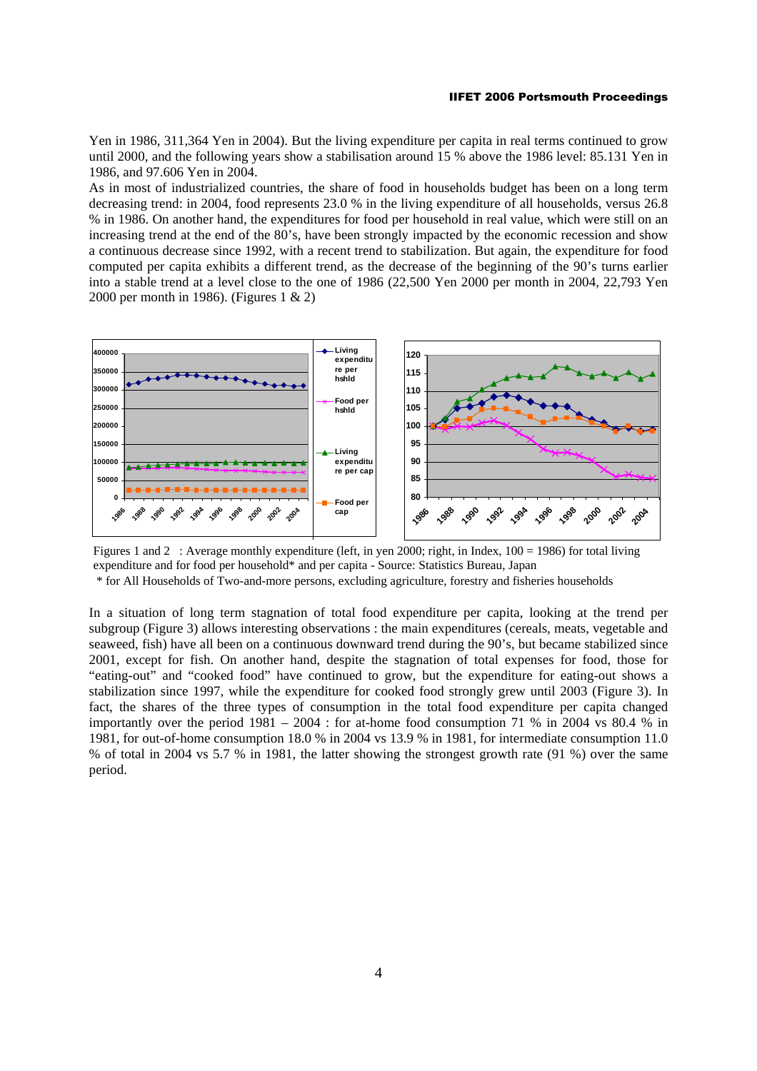Yen in 1986, 311,364 Yen in 2004). But the living expenditure per capita in real terms continued to grow until 2000, and the following years show a stabilisation around 15 % above the 1986 level: 85.131 Yen in 1986, and 97.606 Yen in 2004.

As in most of industrialized countries, the share of food in households budget has been on a long term decreasing trend: in 2004, food represents 23.0 % in the living expenditure of all households, versus 26.8 % in 1986. On another hand, the expenditures for food per household in real value, which were still on an increasing trend at the end of the 80's, have been strongly impacted by the economic recession and show a continuous decrease since 1992, with a recent trend to stabilization. But again, the expenditure for food computed per capita exhibits a different trend, as the decrease of the beginning of the 90's turns earlier into a stable trend at a level close to the one of 1986 (22,500 Yen 2000 per month in 2004, 22,793 Yen 2000 per month in 1986). (Figures 1 & 2)

Figures 1 and 2 : Average monthly expenditure (left, in yen 2000; right, in Index, 100 = 1986) for total living expenditure and for food per household* and per capita - Source: Statistics Bureau, Japan

\* for All Households of Two-and-more persons, excluding agriculture, forestry and fisheries households

In a situation of long term stagnation of total food expenditure per capita, looking at the trend per subgroup (Figure 3) allows interesting observations : the main expenditures (cereals, meats, vegetable and seaweed, fish) have all been on a continuous downward trend during the 90's, but became stabilized since 2001, except for fish. On another hand, despite the stagnation of total expenses for food, those for "eating-out" and "cooked food" have continued to grow, but the expenditure for eating-out shows a stabilization since 1997, while the expenditure for cooked food strongly grew until 2003 (Figure 3). In fact, the shares of the three types of consumption in the total food expenditure per capita changed importantly over the period 1981 – 2004 : for at-home food consumption 71 % in 2004 vs 80.4 % in 1981, for out-of-home consumption 18.0 % in 2004 vs 13.9 % in 1981, for intermediate consumption 11.0 % of total in 2004 vs 5.7 % in 1981, the latter showing the strongest growth rate (91 %) over the same period.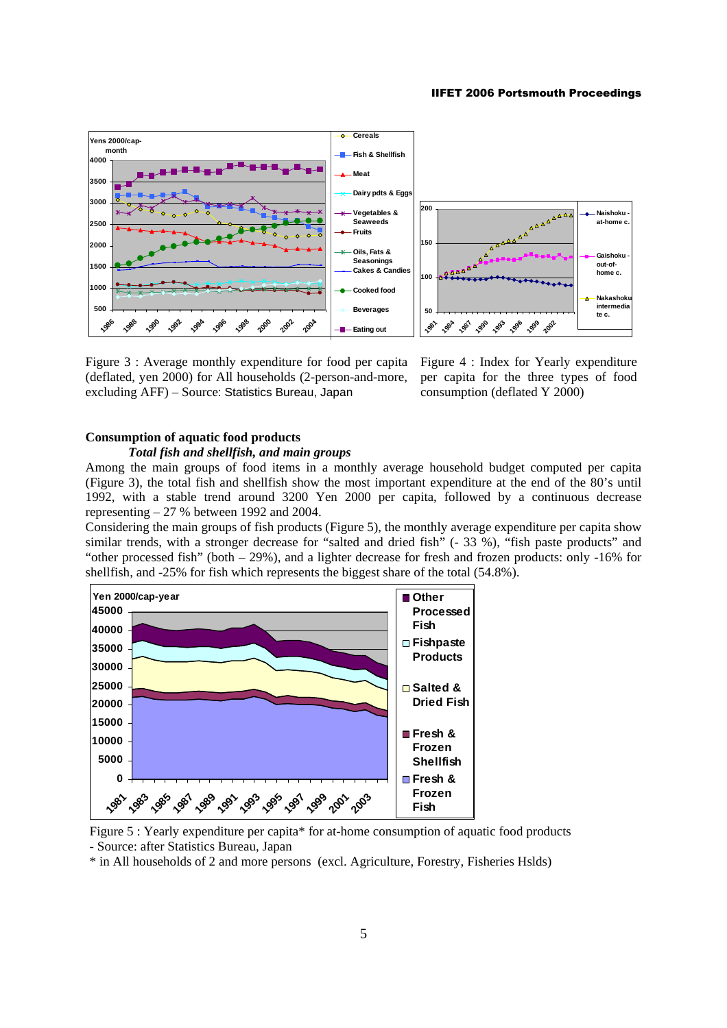Figure 3 : Average monthly expenditure for food per capita (deflated, yen 2000) for All households (2-person-and-more, excluding AFF) – Source: Statistics Bureau, Japan

Figure 4 : Index for Yearly expenditure per capita for the three types of food consumption (deflated Y 2000)

## Consumption of aquatic food products

### *Total fish and shellfish, and main groups*

Among the main groups of food items in a monthly average household budget computed per capita (Figure 3), the total fish and shellfish show the most important expenditure at the end of the 80's until 1992, with a stable trend around 3200 Yen 2000 per capita, followed by a continuous decrease representing – 27 % between 1992 and 2004.

Considering the main groups of fish products (Figure 5), the monthly average expenditure per capita show similar trends, with a stronger decrease for "salted and dried fish" (- 33 %), "fish paste products" and "other processed fish" (both – 29%), and a lighter decrease for fresh and frozen products: only -16% for shellfish, and -25% for fish which represents the biggest share of the total (54.8%).

Figure 5 : Yearly expenditure per capita* for at-home consumption of aquatic food products - Source: after Statistics Bureau, Japan

\* in All households of 2 and more persons (excl. Agriculture, Forestry, Fisheries Hslds)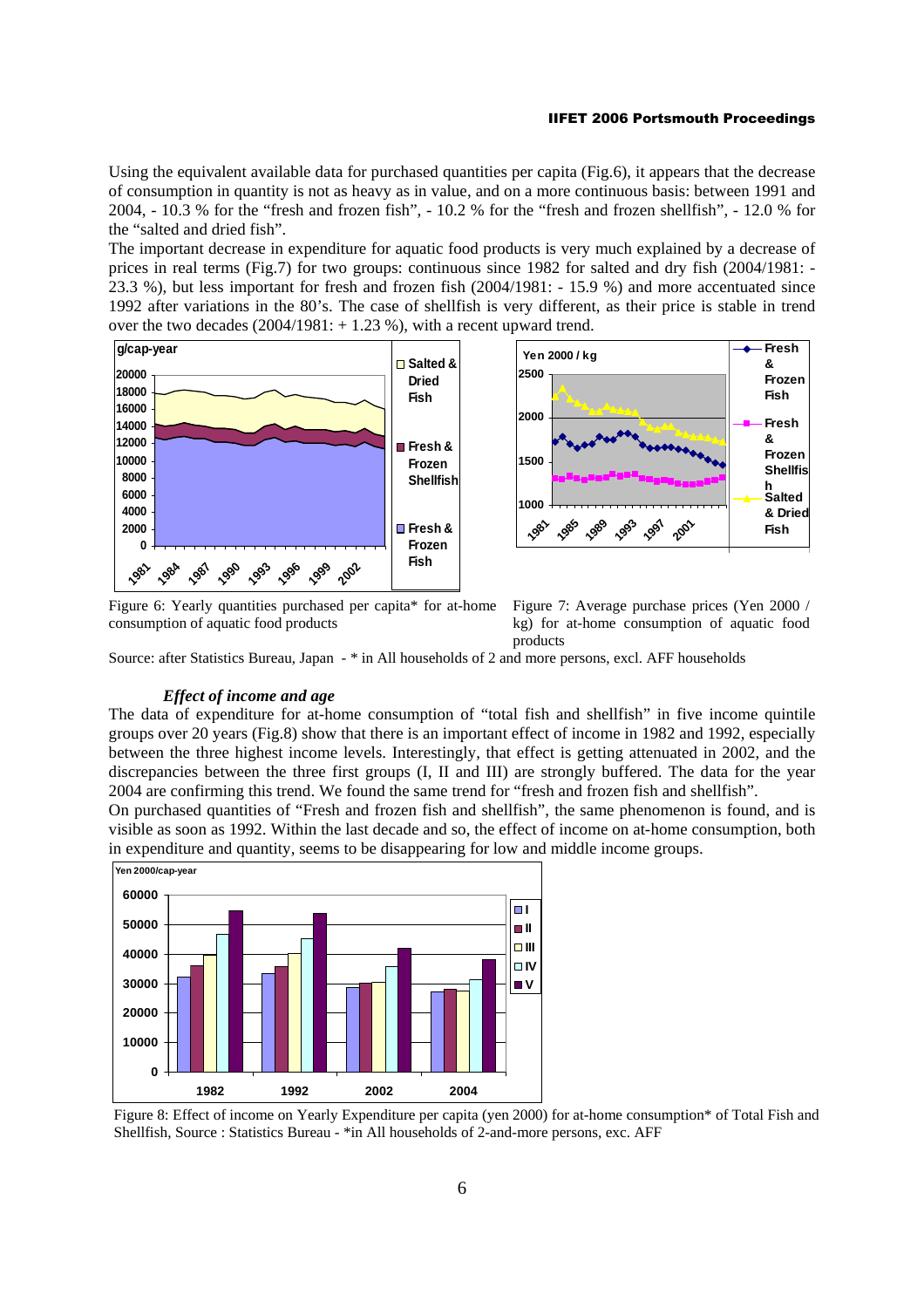Using the equivalent available data for purchased quantities per capita (Fig.6), it appears that the decrease of consumption in quantity is not as heavy as in value, and on a more continuous basis: between 1991 and 2004, - 10.3 % for the "fresh and frozen fish", - 10.2 % for the "fresh and frozen shellfish", - 12.0 % for the "salted and dried fish".

The important decrease in expenditure for aquatic food products is very much explained by a decrease of prices in real terms (Fig.7) for two groups: continuous since 1982 for salted and dry fish (2004/1981: - 23.3 %), but less important for fresh and frozen fish (2004/1981: - 15.9 %) and more accentuated since 1992 after variations in the 80's. The case of shellfish is very different, as their price is stable in trend over the two decades (2004/1981: + 1.23 %), with a recent upward trend.

Figure 6: Yearly quantities purchased per capita* for at-home consumption of aquatic food products

Figure 7: Average purchase prices (Yen 2000 / kg) for at-home consumption of aquatic food products

Source: after Statistics Bureau, Japan - * in All households of 2 and more persons, excl. AFF households

### *Effect of income and age*

The data of expenditure for at-home consumption of "total fish and shellfish" in five income quintile groups over 20 years (Fig.8) show that there is an important effect of income in 1982 and 1992, especially between the three highest income levels. Interestingly, that effect is getting attenuated in 2002, and the discrepancies between the three first groups (I, II and III) are strongly buffered. The data for the year 2004 are confirming this trend. We found the same trend for "fresh and frozen fish and shellfish".

On purchased quantities of "Fresh and frozen fish and shellfish", the same phenomenon is found, and is visible as soon as 1992. Within the last decade and so, the effect of income on at-home consumption, both in expenditure and quantity, seems to be disappearing for low and middle income groups.

Figure 8: Effect of income on Yearly Expenditure per capita (yen 2000) for at-home consumption* of Total Fish and Shellfish, Source : Statistics Bureau - *in All households of 2-and-more persons, exc. AFF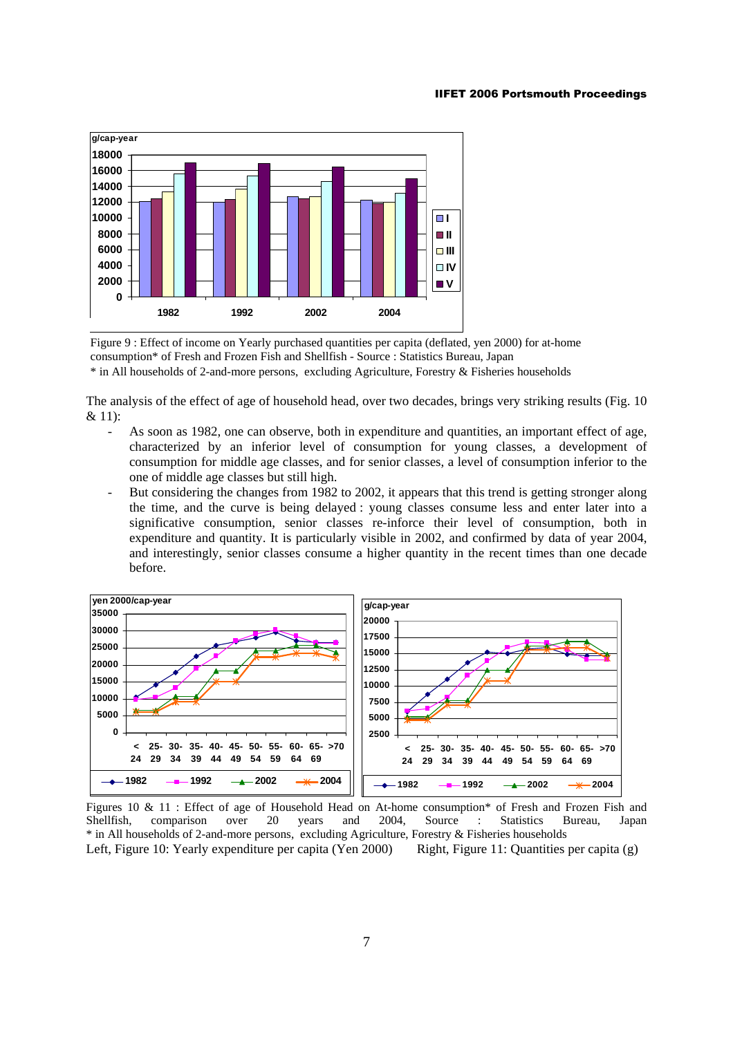Figure 9 : Effect of income on Yearly purchased quantities per capita (deflated, yen 2000) for at-home consumption* of Fresh and Frozen Fish and Shellfish - Source : Statistics Bureau, Japan
* in All households of 2-and-more persons, excluding Agriculture, Forestry & Fisheries households

The analysis of the effect of age of household head, over two decades, brings very striking results (Fig. 10 & 11):

- As soon as 1982, one can observe, both in expenditure and quantities, an important effect of age, characterized by an inferior level of consumption for young classes, a development of consumption for middle age classes, and for senior classes, a level of consumption inferior to the one of middle age classes but still high.
- But considering the changes from 1982 to 2002, it appears that this trend is getting stronger along the time, and the curve is being delayed : young classes consume less and enter later into a significative consumption, senior classes re-inforce their level of consumption, both in expenditure and quantity. It is particularly visible in 2002, and confirmed by data of year 2004, and interestingly, senior classes consume a higher quantity in the recent times than one decade before.

Figures 10 & 11 : Effect of age of Household Head on At-home consumption* of Fresh and Frozen Fish and Shellfish, comparison over 20 years and 2004, Source : Statistics Bureau, Japan
* in All households of 2-and-more persons, excluding Agriculture, Forestry & Fisheries households
Left, Figure 10: Yearly expenditure per capita (Yen 2000) Right, Figure 11: Quantities per capita (g)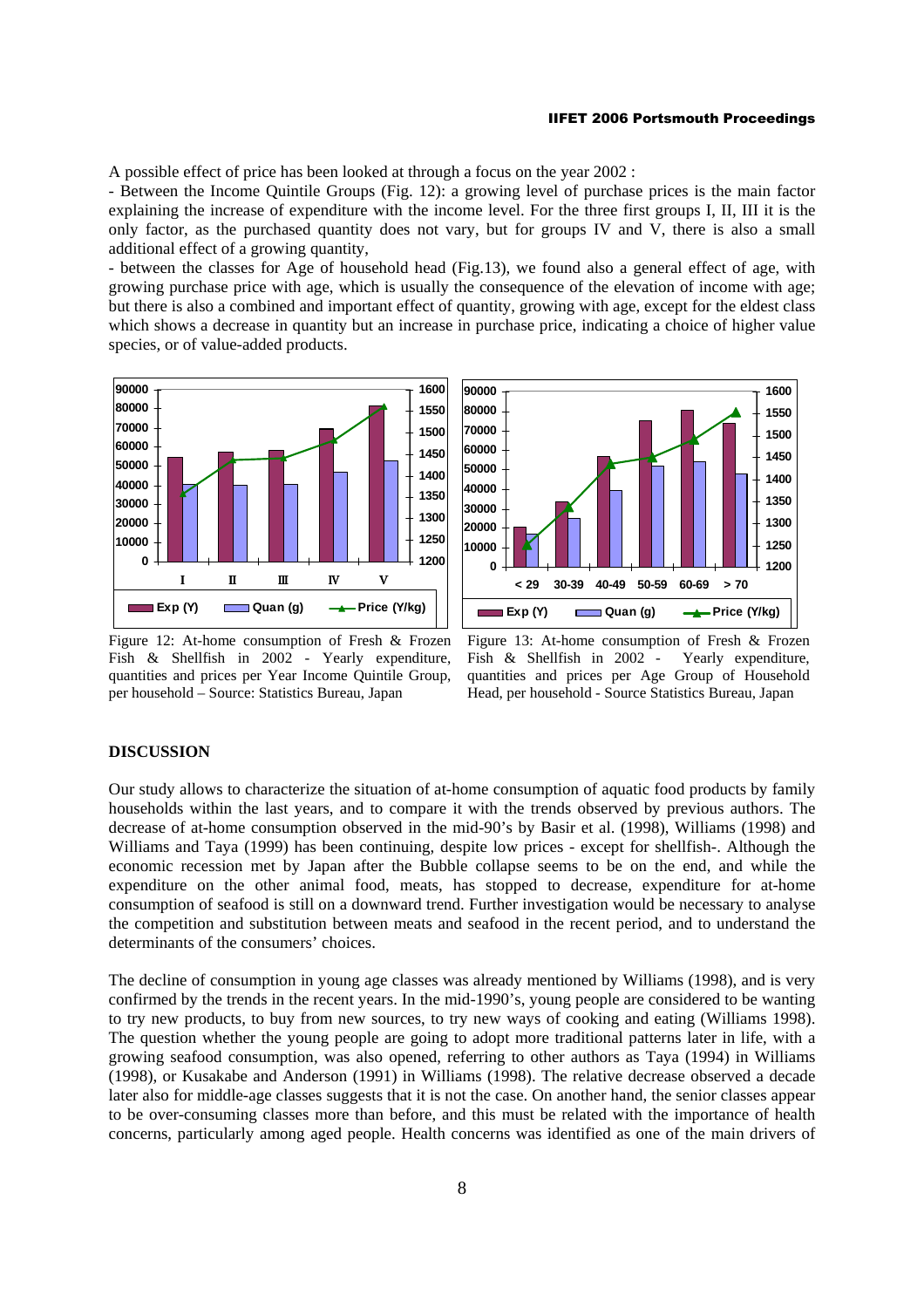A possible effect of price has been looked at through a focus on the year 2002 :

- Between the Income Quintile Groups (Fig. 12): a growing level of purchase prices is the main factor explaining the increase of expenditure with the income level. For the three first groups I, II, III it is the only factor, as the purchased quantity does not vary, but for groups IV and V, there is also a small additional effect of a growing quantity,

- between the classes for Age of household head (Fig.13), we found also a general effect of age, with growing purchase price with age, which is usually the consequence of the elevation of income with age; but there is also a combined and important effect of quantity, growing with age, except for the eldest class which shows a decrease in quantity but an increase in purchase price, indicating a choice of higher value species, or of value-added products.

Figure 12: At-home consumption of Fresh & Frozen Fish & Shellfish in 2002 - Yearly expenditure, quantities and prices per Year Income Quintile Group, per household – Source: Statistics Bureau, Japan

Figure 13: At-home consumption of Fresh & Frozen Fish & Shellfish in 2002 - Yearly expenditure, quantities and prices per Age Group of Household Head, per household - Source Statistics Bureau, Japan

## DISCUSSION

Our study allows to characterize the situation of at-home consumption of aquatic food products by family households within the last years, and to compare it with the trends observed by previous authors. The decrease of at-home consumption observed in the mid-90's by Basir et al. (1998), Williams (1998) and Williams and Taya (1999) has been continuing, despite low prices - except for shellfish-. Although the economic recession met by Japan after the Bubble collapse seems to be on the end, and while the expenditure on the other animal food, meats, has stopped to decrease, expenditure for at-home consumption of seafood is still on a downward trend. Further investigation would be necessary to analyse the competition and substitution between meats and seafood in the recent period, and to understand the determinants of the consumers' choices.

The decline of consumption in young age classes was already mentioned by Williams (1998), and is very confirmed by the trends in the recent years. In the mid-1990's, young people are considered to be wanting to try new products, to buy from new sources, to try new ways of cooking and eating (Williams 1998). The question whether the young people are going to adopt more traditional patterns later in life, with a growing seafood consumption, was also opened, referring to other authors as Taya (1994) in Williams (1998), or Kusakabe and Anderson (1991) in Williams (1998). The relative decrease observed a decade later also for middle-age classes suggests that it is not the case. On another hand, the senior classes appear to be over-consuming classes more than before, and this must be related with the importance of health concerns, particularly among aged people. Health concerns was identified as one of the main drivers of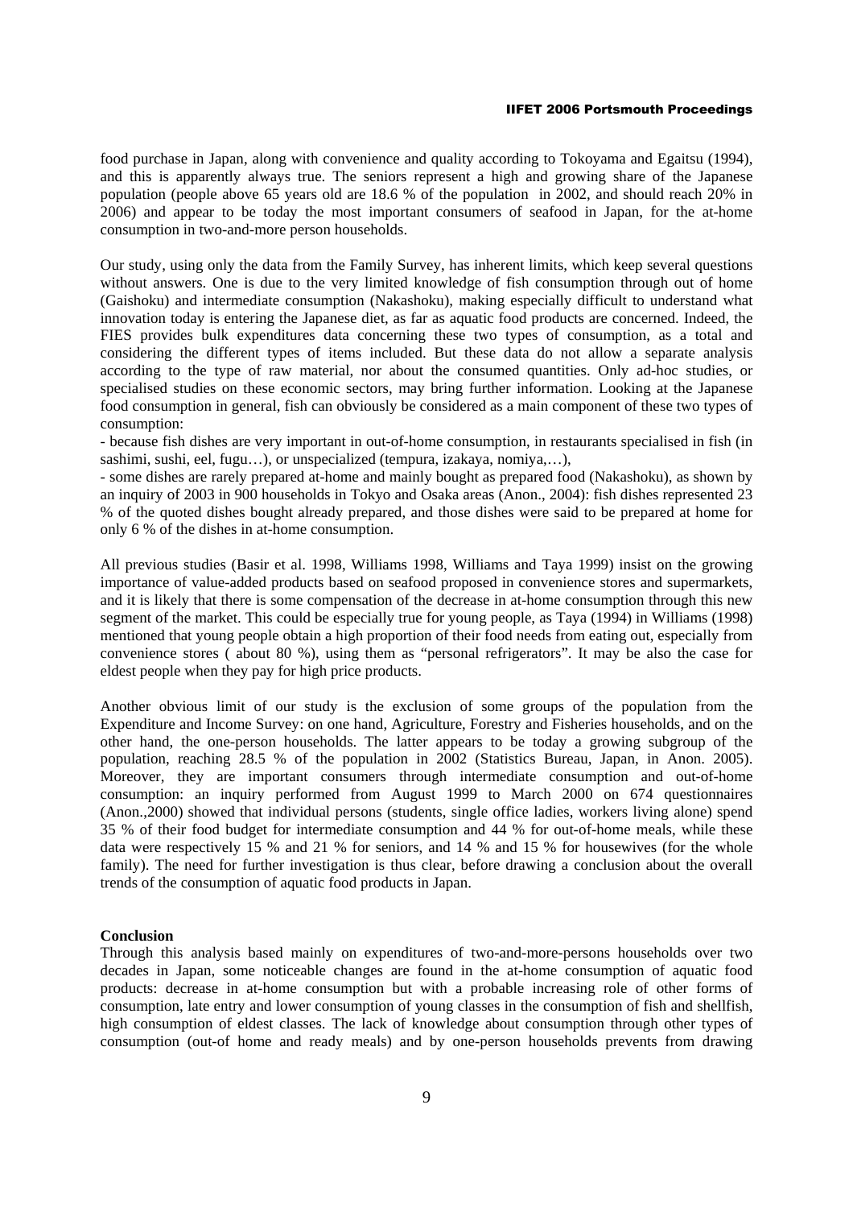food purchase in Japan, along with convenience and quality according to Tokoyama and Egaitsu (1994), and this is apparently always true. The seniors represent a high and growing share of the Japanese population (people above 65 years old are 18.6 % of the population in 2002, and should reach 20% in 2006) and appear to be today the most important consumers of seafood in Japan, for the at-home consumption in two-and-more person households.

Our study, using only the data from the Family Survey, has inherent limits, which keep several questions without answers. One is due to the very limited knowledge of fish consumption through out of home (Gaishoku) and intermediate consumption (Nakashoku), making especially difficult to understand what innovation today is entering the Japanese diet, as far as aquatic food products are concerned. Indeed, the FIES provides bulk expenditures data concerning these two types of consumption, as a total and considering the different types of items included. But these data do not allow a separate analysis according to the type of raw material, nor about the consumed quantities. Only ad-hoc studies, or specialised studies on these economic sectors, may bring further information. Looking at the Japanese food consumption in general, fish can obviously be considered as a main component of these two types of consumption:

- because fish dishes are very important in out-of-home consumption, in restaurants specialised in fish (in sashimi, sushi, eel, fugu…), or unspecialized (tempura, izakaya, nomiya,…),
- some dishes are rarely prepared at-home and mainly bought as prepared food (Nakashoku), as shown by an inquiry of 2003 in 900 households in Tokyo and Osaka areas (Anon., 2004): fish dishes represented 23 % of the quoted dishes bought already prepared, and those dishes were said to be prepared at home for only 6 % of the dishes in at-home consumption.

All previous studies (Basir et al. 1998, Williams 1998, Williams and Taya 1999) insist on the growing importance of value-added products based on seafood proposed in convenience stores and supermarkets, and it is likely that there is some compensation of the decrease in at-home consumption through this new segment of the market. This could be especially true for young people, as Taya (1994) in Williams (1998) mentioned that young people obtain a high proportion of their food needs from eating out, especially from convenience stores ( about 80 %), using them as "personal refrigerators". It may be also the case for eldest people when they pay for high price products.

Another obvious limit of our study is the exclusion of some groups of the population from the Expenditure and Income Survey: on one hand, Agriculture, Forestry and Fisheries households, and on the other hand, the one-person households. The latter appears to be today a growing subgroup of the population, reaching 28.5 % of the population in 2002 (Statistics Bureau, Japan, in Anon. 2005). Moreover, they are important consumers through intermediate consumption and out-of-home consumption: an inquiry performed from August 1999 to March 2000 on 674 questionnaires (Anon.,2000) showed that individual persons (students, single office ladies, workers living alone) spend 35 % of their food budget for intermediate consumption and 44 % for out-of-home meals, while these data were respectively 15 % and 21 % for seniors, and 14 % and 15 % for housewives (for the whole family). The need for further investigation is thus clear, before drawing a conclusion about the overall trends of the consumption of aquatic food products in Japan.

**Conclusion**

Through this analysis based mainly on expenditures of two-and-more-persons households over two decades in Japan, some noticeable changes are found in the at-home consumption of aquatic food products: decrease in at-home consumption but with a probable increasing role of other forms of consumption, late entry and lower consumption of young classes in the consumption of fish and shellfish, high consumption of eldest classes. The lack of knowledge about consumption through other types of consumption (out-of home and ready meals) and by one-person households prevents from drawing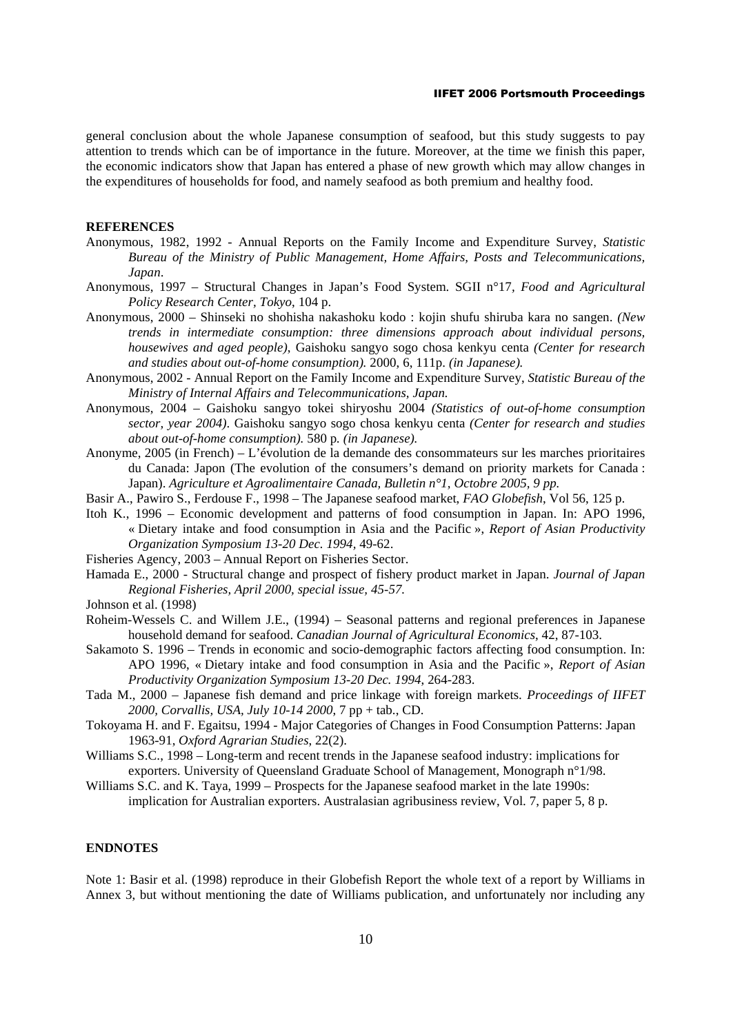general conclusion about the whole Japanese consumption of seafood, but this study suggests to pay attention to trends which can be of importance in the future. Moreover, at the time we finish this paper, the economic indicators show that Japan has entered a phase of new growth which may allow changes in the expenditures of households for food, and namely seafood as both premium and healthy food.

## REFERENCES

Anonymous, 1982, 1992 - Annual Reports on the Family Income and Expenditure Survey, *Statistic Bureau of the Ministry of Public Management, Home Affairs, Posts and Telecommunications, Japan*.

Anonymous, 1997 – Structural Changes in Japan's Food System. SGII n°17, *Food and Agricultural Policy Research Center, Tokyo*, 104 p.

Anonymous, 2000 – Shinseki no shohisha nakashoku kodo : kojin shufu shiruba kara no sangen. *(New trends in intermediate consumption: three dimensions approach about individual persons, housewives and aged people)*, Gaishoku sangyo sogo chosa kenkyu centa *(Center for research and studies about out-of-home consumption).* 2000, 6, 111p. *(in Japanese).*

Anonymous, 2002 - Annual Report on the Family Income and Expenditure Survey, *Statistic Bureau of the Ministry of Internal Affairs and Telecommunications, Japan.*

Anonymous, 2004 – Gaishoku sangyo tokei shiryoshu 2004 *(Statistics of out-of-home consumption sector, year 2004)*. Gaishoku sangyo sogo chosa kenkyu centa *(Center for research and studies about out-of-home consumption).* 580 p*. (in Japanese).*

Anonyme, 2005 (in French) – L'évolution de la demande des consommateurs sur les marches prioritaires du Canada: Japon (The evolution of the consumers's demand on priority markets for Canada : Japan). *Agriculture et Agroalimentaire Canada, Bulletin n°1, Octobre 2005, 9 pp.*

Basir A., Pawiro S., Ferdouse F., 1998 – The Japanese seafood market, *FAO Globefish*, Vol 56, 125 p.

Itoh K., 1996 – Economic development and patterns of food consumption in Japan. In: APO 1996, « Dietary intake and food consumption in Asia and the Pacific », *Report of Asian Productivity Organization Symposium 13-20 Dec. 1994*, 49-62.

Fisheries Agency, 2003 – Annual Report on Fisheries Sector.

Hamada E., 2000 - Structural change and prospect of fishery product market in Japan. *Journal of Japan Regional Fisheries, April 2000, special issue, 45-57.*

Johnson et al. (1998)

Roheim-Wessels C. and Willem J.E., (1994) – Seasonal patterns and regional preferences in Japanese household demand for seafood. *Canadian Journal of Agricultural Economics*, 42, 87-103.

Sakamoto S. 1996 – Trends in economic and socio-demographic factors affecting food consumption. In: APO 1996, « Dietary intake and food consumption in Asia and the Pacific », *Report of Asian Productivity Organization Symposium 13-20 Dec. 1994*, 264-283.

Tada M., 2000 – Japanese fish demand and price linkage with foreign markets. *Proceedings of IIFET 2000, Corvallis, USA, July 10-14 2000*, 7 pp + tab., CD.

Tokoyama H. and F. Egaitsu, 1994 - Major Categories of Changes in Food Consumption Patterns: Japan 1963-91, *Oxford Agrarian Studies*, 22(2).

Williams S.C., 1998 – Long-term and recent trends in the Japanese seafood industry: implications for exporters. University of Queensland Graduate School of Management, Monograph n°1/98.

Williams S.C. and K. Taya, 1999 – Prospects for the Japanese seafood market in the late 1990s: implication for Australian exporters. Australasian agribusiness review, Vol. 7, paper 5, 8 p.

## ENDNOTES

Note 1: Basir et al. (1998) reproduce in their Globefish Report the whole text of a report by Williams in Annex 3, but without mentioning the date of Williams publication, and unfortunately nor including any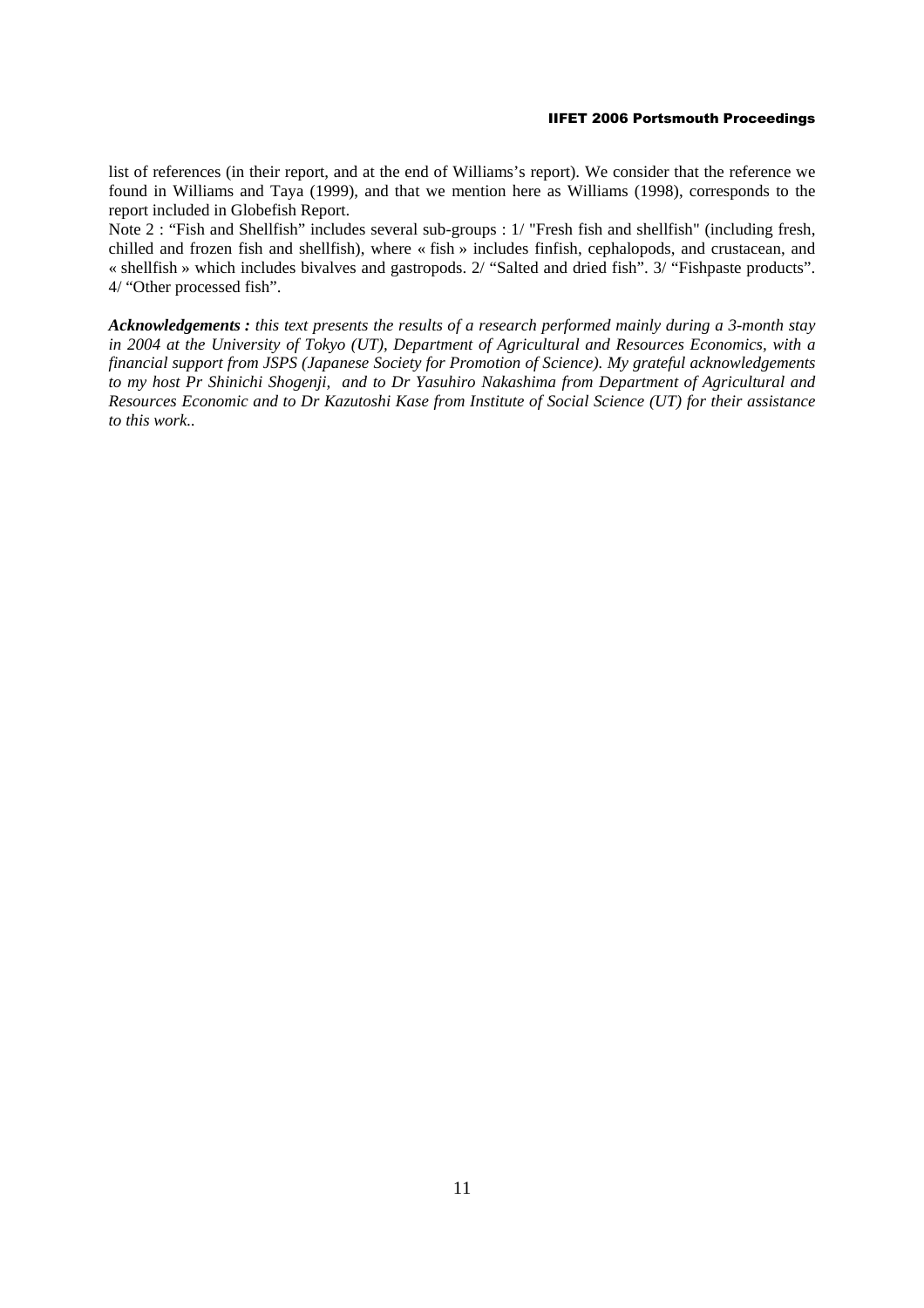list of references (in their report, and at the end of Williams's report). We consider that the reference we found in Williams and Taya (1999), and that we mention here as Williams (1998), corresponds to the report included in Globefish Report.

Note 2 : "Fish and Shellfish" includes several sub-groups : 1/ "Fresh fish and shellfish" (including fresh, chilled and frozen fish and shellfish), where « fish » includes finfish, cephalopods, and crustacean, and « shellfish » which includes bivalves and gastropods. 2/ "Salted and dried fish". 3/ "Fishpaste products". 4/ "Other processed fish".

***Acknowledgements :*** *this text presents the results of a research performed mainly during a 3-month stay in 2004 at the University of Tokyo (UT), Department of Agricultural and Resources Economics, with a financial support from JSPS (Japanese Society for Promotion of Science). My grateful acknowledgements to my host Pr Shinichi Shogenji, and to Dr Yasuhiro Nakashima from Department of Agricultural and Resources Economic and to Dr Kazutoshi Kase from Institute of Social Science (UT) for their assistance to this work..*